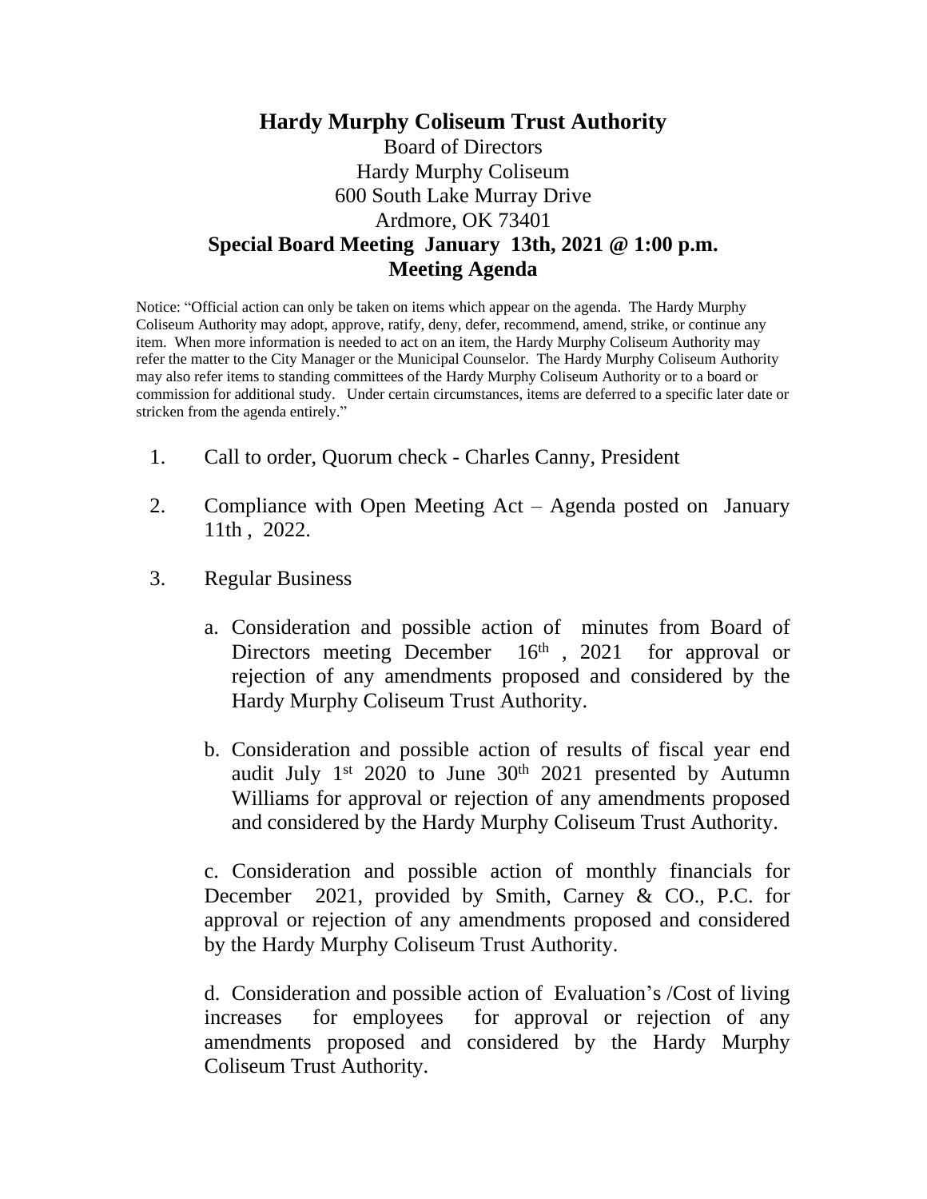# Hardy Murphy Coliseum Trust Authority

Board of Directors
Hardy Murphy Coliseum
600 South Lake Murray Drive
Ardmore, OK 73401

**Special Board Meeting January 13th, 2021 @ 1:00 p.m.**

**Meeting Agenda**

Notice: "Official action can only be taken on items which appear on the agenda. The Hardy Murphy Coliseum Authority may adopt, approve, ratify, deny, defer, recommend, amend, strike, or continue any item. When more information is needed to act on an item, the Hardy Murphy Coliseum Authority may refer the matter to the City Manager or the Municipal Counselor. The Hardy Murphy Coliseum Authority may also refer items to standing committees of the Hardy Murphy Coliseum Authority or to a board or commission for additional study. Under certain circumstances, items are deferred to a specific later date or stricken from the agenda entirely."

1. Call to order, Quorum check - Charles Canny, President

2. Compliance with Open Meeting Act – Agenda posted on January 11th , 2022.

3. Regular Business

   a. Consideration and possible action of minutes from Board of Directors meeting December 16th , 2021 for approval or rejection of any amendments proposed and considered by the Hardy Murphy Coliseum Trust Authority.

   b. Consideration and possible action of results of fiscal year end audit July 1st 2020 to June 30th 2021 presented by Autumn Williams for approval or rejection of any amendments proposed and considered by the Hardy Murphy Coliseum Trust Authority.

   c. Consideration and possible action of monthly financials for December 2021, provided by Smith, Carney & CO., P.C. for approval or rejection of any amendments proposed and considered by the Hardy Murphy Coliseum Trust Authority.

   d. Consideration and possible action of Evaluation's /Cost of living increases for employees for approval or rejection of any amendments proposed and considered by the Hardy Murphy Coliseum Trust Authority.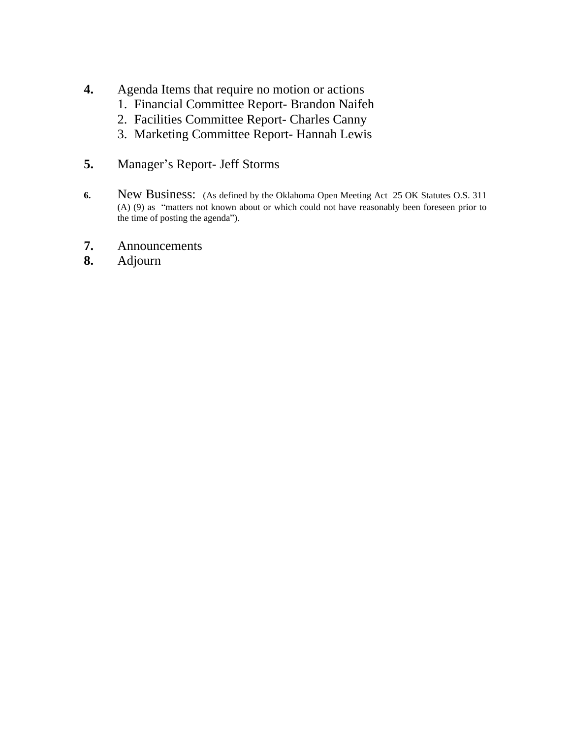**4.** Agenda Items that require no motion or actions

1. Financial Committee Report- Brandon Naifeh
2. Facilities Committee Report- Charles Canny
3. Marketing Committee Report- Hannah Lewis

**5.** Manager's Report- Jeff Storms

**6.** New Business: (As defined by the Oklahoma Open Meeting Act 25 OK Statutes O.S. 311 (A) (9) as "matters not known about or which could not have reasonably been foreseen prior to the time of posting the agenda").

**7.** Announcements

**8.** Adjourn